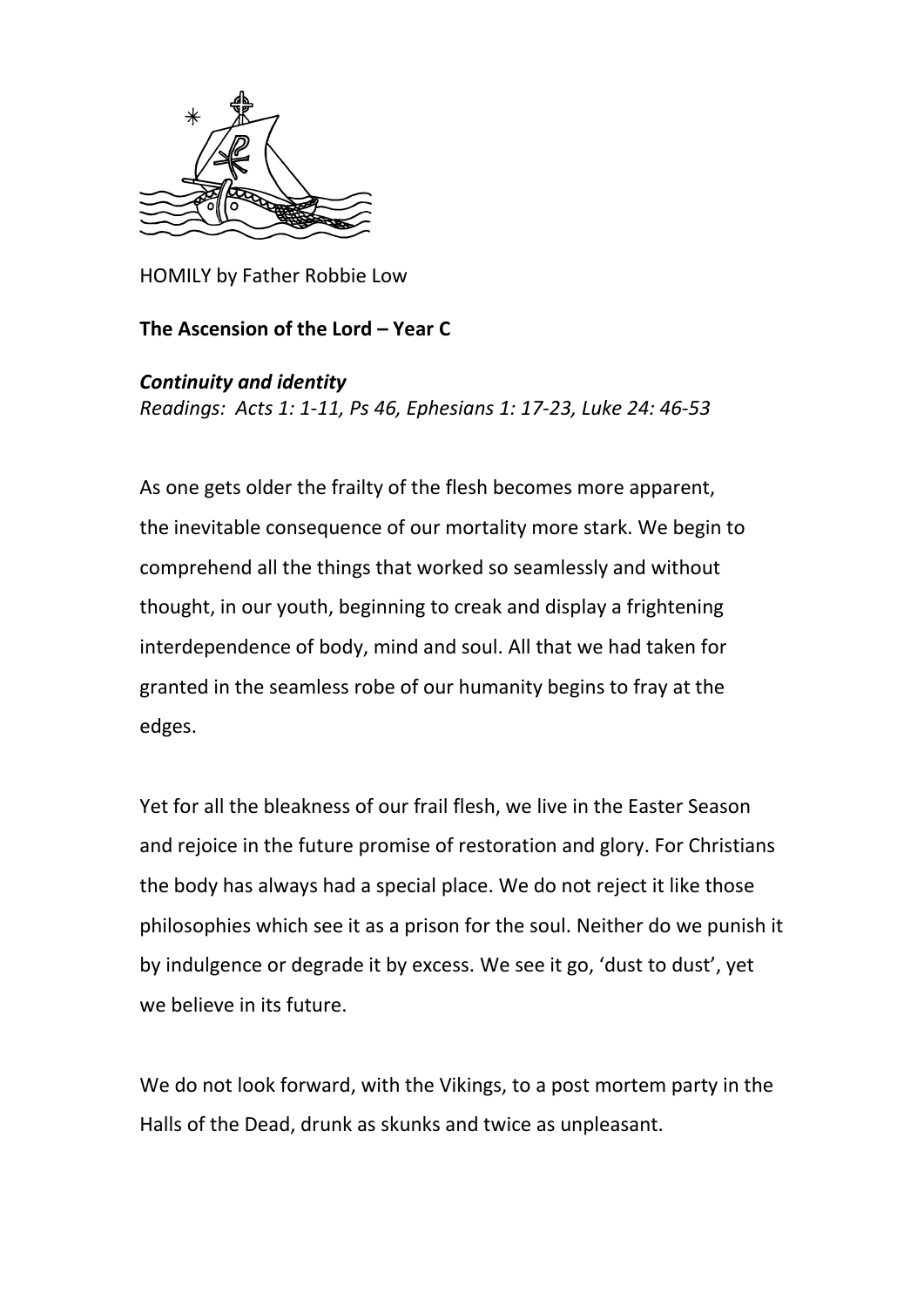HOMILY by Father Robbie Low

**The Ascension of the Lord – Year C**

***Continuity and identity***

*Readings: Acts 1: 1-11, Ps 46, Ephesians 1: 17-23, Luke 24: 46-53*

As one gets older the frailty of the flesh becomes more apparent, the inevitable consequence of our mortality more stark. We begin to comprehend all the things that worked so seamlessly and without thought, in our youth, beginning to creak and display a frightening interdependence of body, mind and soul. All that we had taken for granted in the seamless robe of our humanity begins to fray at the edges.

Yet for all the bleakness of our frail flesh, we live in the Easter Season and rejoice in the future promise of restoration and glory. For Christians the body has always had a special place. We do not reject it like those philosophies which see it as a prison for the soul. Neither do we punish it by indulgence or degrade it by excess. We see it go, 'dust to dust', yet we believe in its future.

We do not look forward, with the Vikings, to a post mortem party in the Halls of the Dead, drunk as skunks and twice as unpleasant.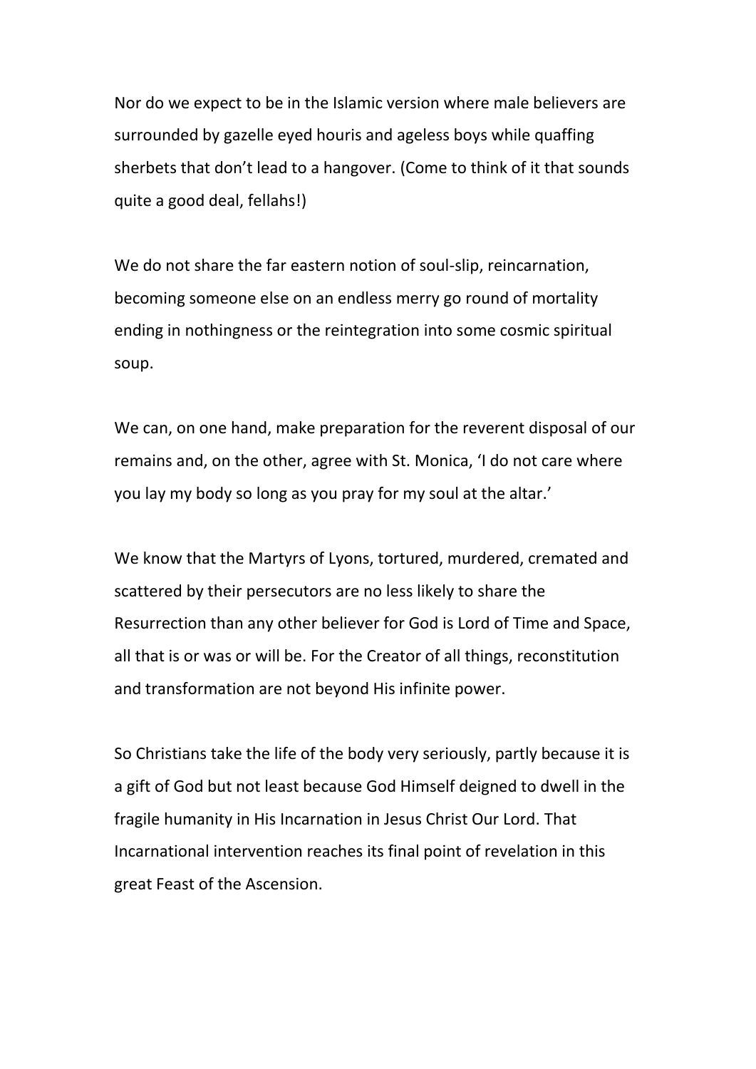Nor do we expect to be in the Islamic version where male believers are surrounded by gazelle eyed houris and ageless boys while quaffing sherbets that don't lead to a hangover. (Come to think of it that sounds quite a good deal, fellahs!)

We do not share the far eastern notion of soul-slip, reincarnation, becoming someone else on an endless merry go round of mortality ending in nothingness or the reintegration into some cosmic spiritual soup.

We can, on one hand, make preparation for the reverent disposal of our remains and, on the other, agree with St. Monica, 'I do not care where you lay my body so long as you pray for my soul at the altar.'

We know that the Martyrs of Lyons, tortured, murdered, cremated and scattered by their persecutors are no less likely to share the Resurrection than any other believer for God is Lord of Time and Space, all that is or was or will be. For the Creator of all things, reconstitution and transformation are not beyond His infinite power.

So Christians take the life of the body very seriously, partly because it is a gift of God but not least because God Himself deigned to dwell in the fragile humanity in His Incarnation in Jesus Christ Our Lord. That Incarnational intervention reaches its final point of revelation in this great Feast of the Ascension.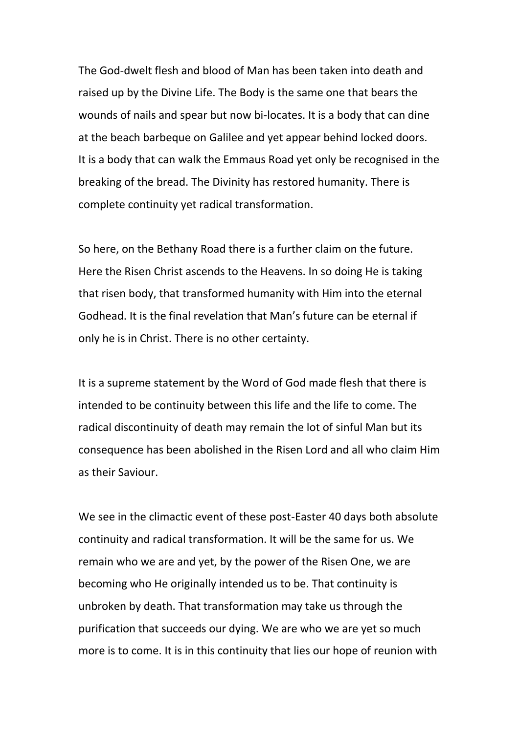The God-dwelt flesh and blood of Man has been taken into death and raised up by the Divine Life. The Body is the same one that bears the wounds of nails and spear but now bi-locates. It is a body that can dine at the beach barbeque on Galilee and yet appear behind locked doors. It is a body that can walk the Emmaus Road yet only be recognised in the breaking of the bread. The Divinity has restored humanity. There is complete continuity yet radical transformation.

So here, on the Bethany Road there is a further claim on the future. Here the Risen Christ ascends to the Heavens. In so doing He is taking that risen body, that transformed humanity with Him into the eternal Godhead. It is the final revelation that Man's future can be eternal if only he is in Christ. There is no other certainty.

It is a supreme statement by the Word of God made flesh that there is intended to be continuity between this life and the life to come. The radical discontinuity of death may remain the lot of sinful Man but its consequence has been abolished in the Risen Lord and all who claim Him as their Saviour.

We see in the climactic event of these post-Easter 40 days both absolute continuity and radical transformation. It will be the same for us. We remain who we are and yet, by the power of the Risen One, we are becoming who He originally intended us to be. That continuity is unbroken by death. That transformation may take us through the purification that succeeds our dying. We are who we are yet so much more is to come. It is in this continuity that lies our hope of reunion with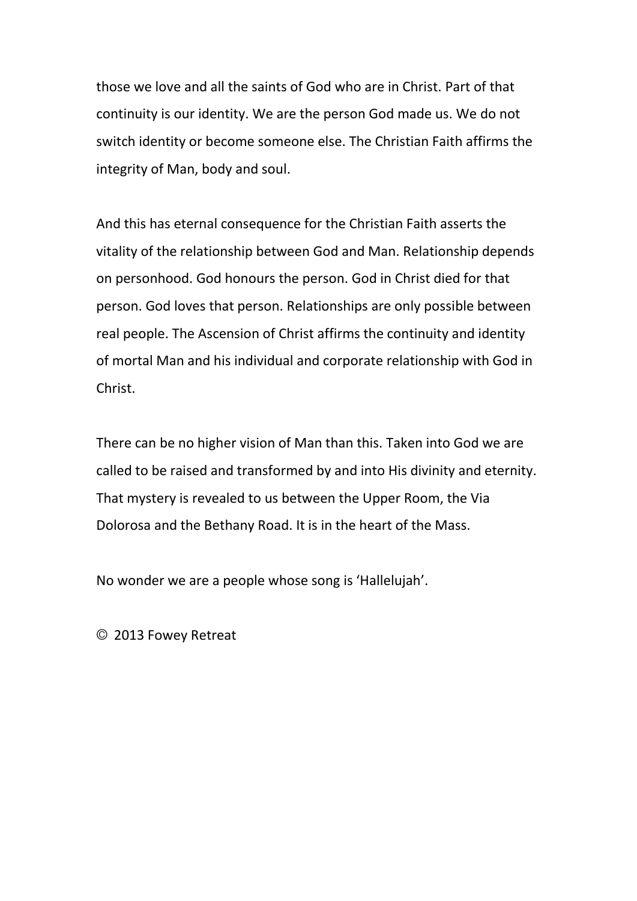those we love and all the saints of God who are in Christ. Part of that continuity is our identity. We are the person God made us. We do not switch identity or become someone else. The Christian Faith affirms the integrity of Man, body and soul.

And this has eternal consequence for the Christian Faith asserts the vitality of the relationship between God and Man. Relationship depends on personhood. God honours the person. God in Christ died for that person. God loves that person. Relationships are only possible between real people. The Ascension of Christ affirms the continuity and identity of mortal Man and his individual and corporate relationship with God in Christ.

There can be no higher vision of Man than this. Taken into God we are called to be raised and transformed by and into His divinity and eternity. That mystery is revealed to us between the Upper Room, the Via Dolorosa and the Bethany Road. It is in the heart of the Mass.

No wonder we are a people whose song is 'Hallelujah'.

© 2013 Fowey Retreat